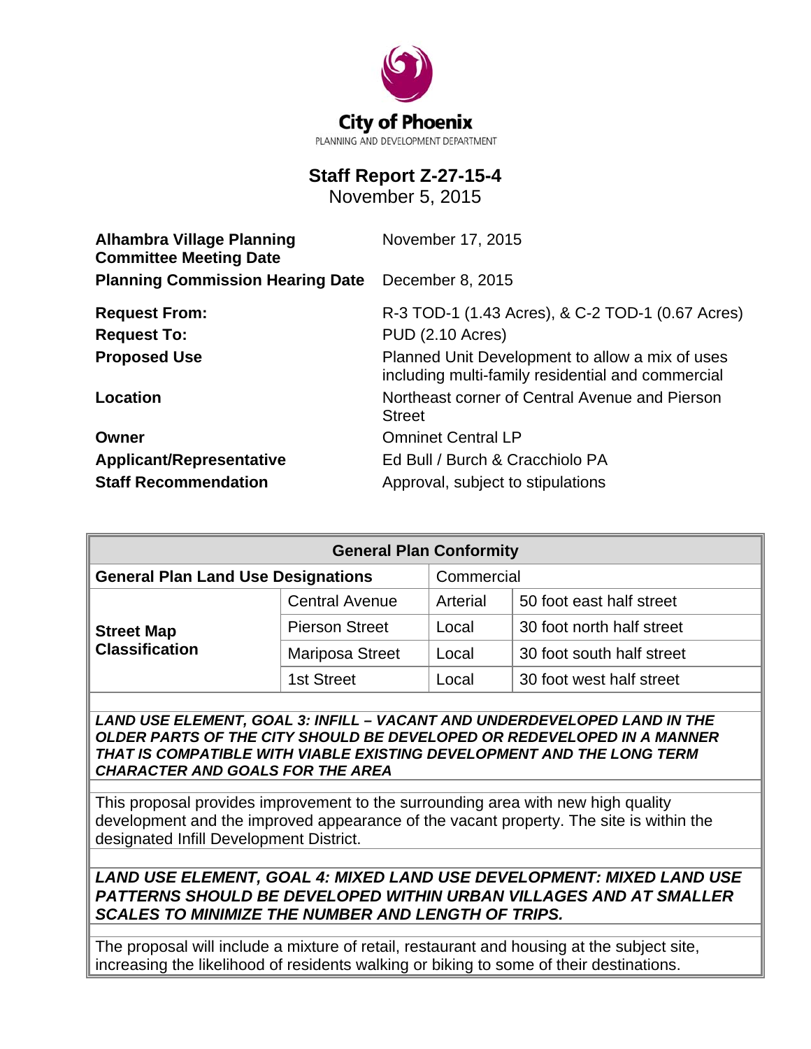City of Phoenix

PLANNING AND DEVELOPMENT DEPARTMENT

# Staff Report Z-27-15-4

November 5, 2015

| | |
|---|---|
| **Alhambra Village Planning Committee Meeting Date** | November 17, 2015 |
| **Planning Commission Hearing Date** | December 8, 2015 |
| **Request From:** | R-3 TOD-1 (1.43 Acres), & C-2 TOD-1 (0.67 Acres) |
| **Request To:** | PUD (2.10 Acres) |
| **Proposed Use** | Planned Unit Development to allow a mix of uses including multi-family residential and commercial |
| **Location** | Northeast corner of Central Avenue and Pierson Street |
| **Owner** | Omninet Central LP |
| **Applicant/Representative** | Ed Bull / Burch & Cracchiolo PA |
| **Staff Recommendation** | Approval, subject to stipulations |

| General Plan Conformity | | | |
|---|---|---|---|
| **General Plan Land Use Designations** | | Commercial | |
| **Street Map Classification** | Central Avenue | Arterial | 50 foot east half street |
| | Pierson Street | Local | 30 foot north half street |
| | Mariposa Street | Local | 30 foot south half street |
| | 1st Street | Local | 30 foot west half street |

***LAND USE ELEMENT, GOAL 3: INFILL – VACANT AND UNDERDEVELOPED LAND IN THE OLDER PARTS OF THE CITY SHOULD BE DEVELOPED OR REDEVELOPED IN A MANNER THAT IS COMPATIBLE WITH VIABLE EXISTING DEVELOPMENT AND THE LONG TERM CHARACTER AND GOALS FOR THE AREA***

This proposal provides improvement to the surrounding area with new high quality development and the improved appearance of the vacant property. The site is within the designated Infill Development District.

***LAND USE ELEMENT, GOAL 4: MIXED LAND USE DEVELOPMENT: MIXED LAND USE PATTERNS SHOULD BE DEVELOPED WITHIN URBAN VILLAGES AND AT SMALLER SCALES TO MINIMIZE THE NUMBER AND LENGTH OF TRIPS.***

The proposal will include a mixture of retail, restaurant and housing at the subject site, increasing the likelihood of residents walking or biking to some of their destinations.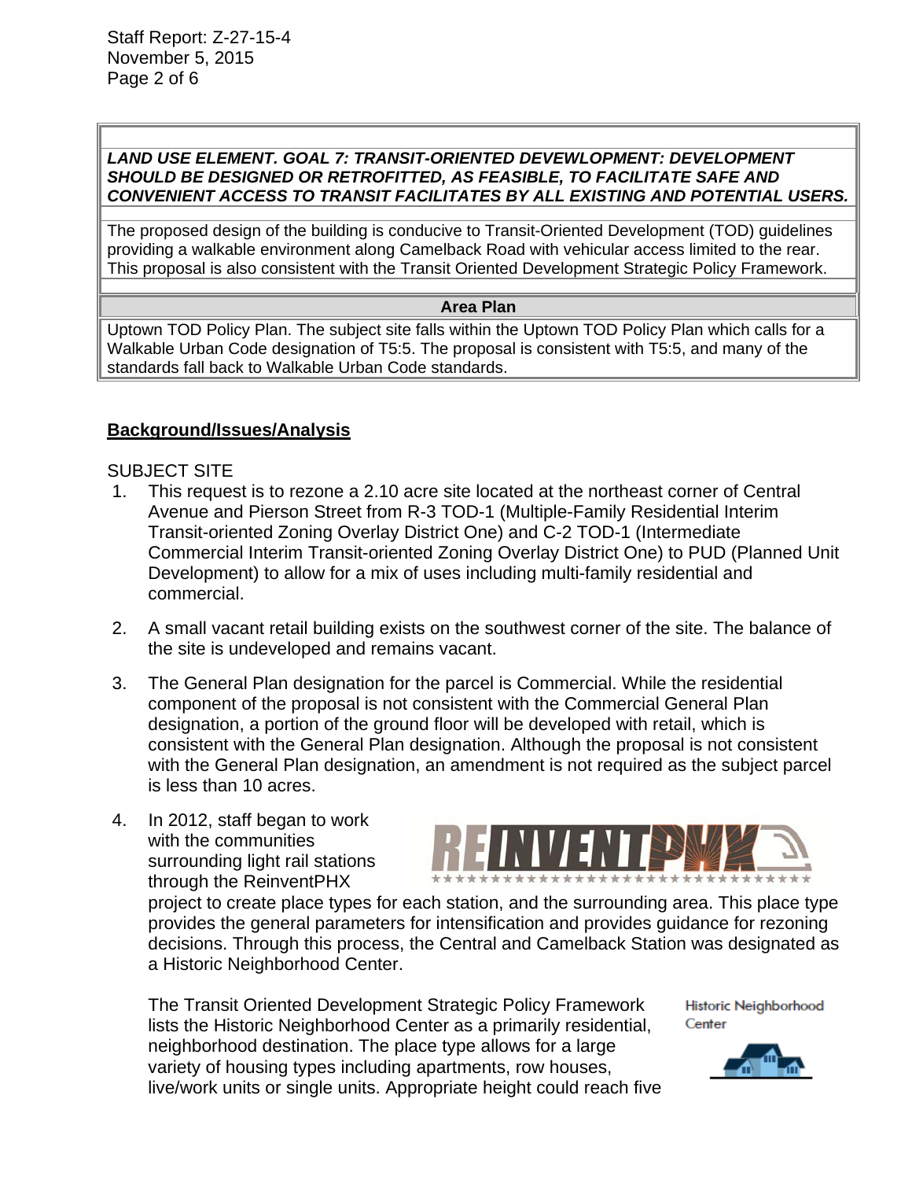| |
|---|
| ***LAND USE ELEMENT. GOAL 7: TRANSIT-ORIENTED DEVEWLOPMENT: DEVELOPMENT SHOULD BE DESIGNED OR RETROFITTED, AS FEASIBLE, TO FACILITATE SAFE AND CONVENIENT ACCESS TO TRANSIT FACILITATES BY ALL EXISTING AND POTENTIAL USERS.*** |
| The proposed design of the building is conducive to Transit-Oriented Development (TOD) guidelines providing a walkable environment along Camelback Road with vehicular access limited to the rear. This proposal is also consistent with the Transit Oriented Development Strategic Policy Framework. |
| **Area Plan** |
| Uptown TOD Policy Plan. The subject site falls within the Uptown TOD Policy Plan which calls for a Walkable Urban Code designation of T5:5. The proposal is consistent with T5:5, and many of the standards fall back to Walkable Urban Code standards. |

## Background/Issues/Analysis

SUBJECT SITE

1. This request is to rezone a 2.10 acre site located at the northeast corner of Central Avenue and Pierson Street from R-3 TOD-1 (Multiple-Family Residential Interim Transit-oriented Zoning Overlay District One) and C-2 TOD-1 (Intermediate Commercial Interim Transit-oriented Zoning Overlay District One) to PUD (Planned Unit Development) to allow for a mix of uses including multi-family residential and commercial.

2. A small vacant retail building exists on the southwest corner of the site. The balance of the site is undeveloped and remains vacant.

3. The General Plan designation for the parcel is Commercial. While the residential component of the proposal is not consistent with the Commercial General Plan designation, a portion of the ground floor will be developed with retail, which is consistent with the General Plan designation. Although the proposal is not consistent with the General Plan designation, an amendment is not required as the subject parcel is less than 10 acres.

4. In 2012, staff began to work with the communities surrounding light rail stations through the ReinventPHX project to create place types for each station, and the surrounding area. This place type provides the general parameters for intensification and provides guidance for rezoning decisions. Through this process, the Central and Camelback Station was designated as a Historic Neighborhood Center.

   The Transit Oriented Development Strategic Policy Framework lists the Historic Neighborhood Center as a primarily residential, neighborhood destination. The place type allows for a large variety of housing types including apartments, row houses, live/work units or single units. Appropriate height could reach five

   Historic Neighborhood Center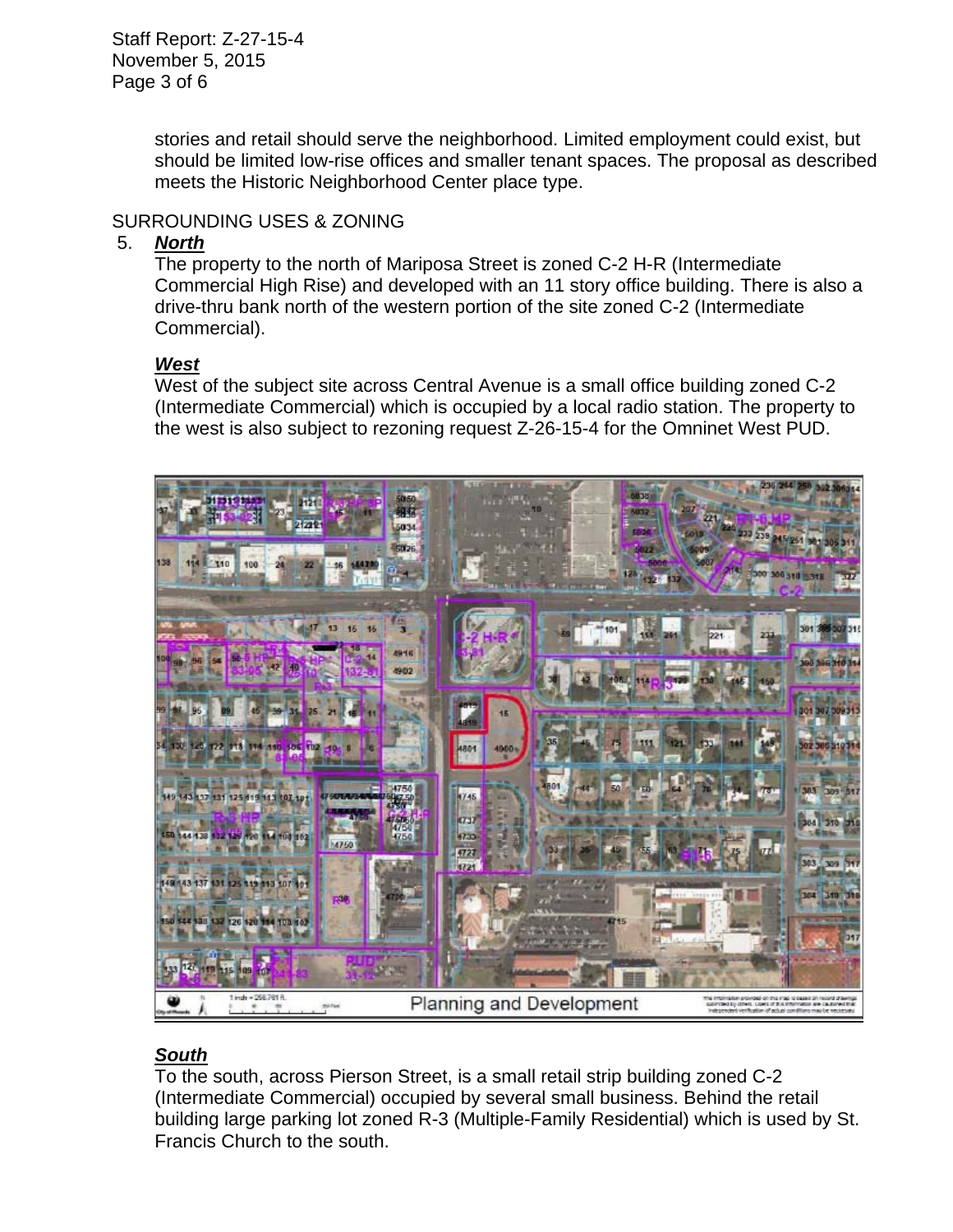stories and retail should serve the neighborhood. Limited employment could exist, but should be limited low-rise offices and smaller tenant spaces. The proposal as described meets the Historic Neighborhood Center place type.

SURROUNDING USES & ZONING

5. ***North***

   The property to the north of Mariposa Street is zoned C-2 H-R (Intermediate Commercial High Rise) and developed with an 11 story office building. There is also a drive-thru bank north of the western portion of the site zoned C-2 (Intermediate Commercial).

   ***West***

   West of the subject site across Central Avenue is a small office building zoned C-2 (Intermediate Commercial) which is occupied by a local radio station. The property to the west is also subject to rezoning request Z-26-15-4 for the Omninet West PUD.

   ***South***

   To the south, across Pierson Street, is a small retail strip building zoned C-2 (Intermediate Commercial) occupied by several small business. Behind the retail building large parking lot zoned R-3 (Multiple-Family Residential) which is used by St. Francis Church to the south.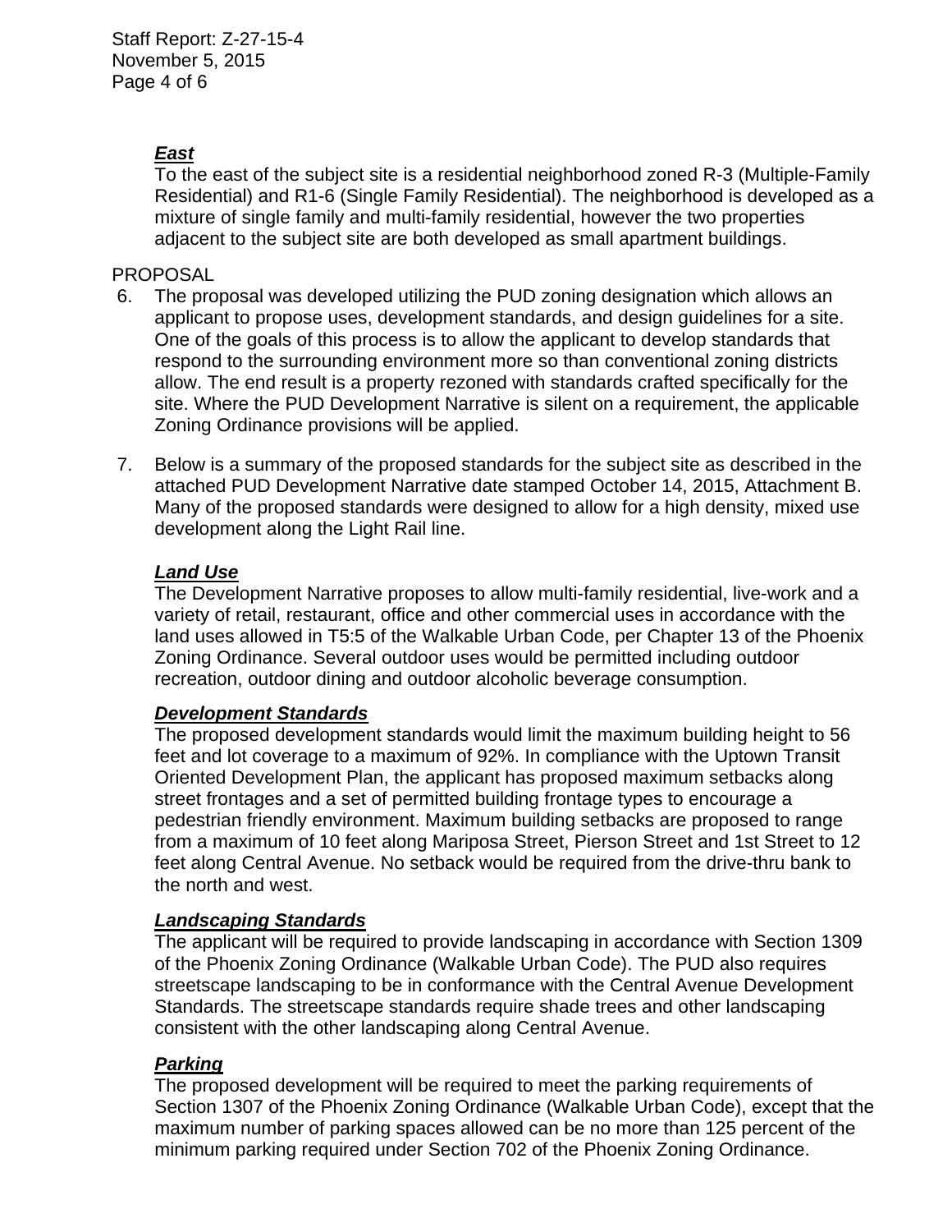***East***

To the east of the subject site is a residential neighborhood zoned R-3 (Multiple-Family Residential) and R1-6 (Single Family Residential). The neighborhood is developed as a mixture of single family and multi-family residential, however the two properties adjacent to the subject site are both developed as small apartment buildings.

PROPOSAL

6. The proposal was developed utilizing the PUD zoning designation which allows an applicant to propose uses, development standards, and design guidelines for a site. One of the goals of this process is to allow the applicant to develop standards that respond to the surrounding environment more so than conventional zoning districts allow. The end result is a property rezoned with standards crafted specifically for the site. Where the PUD Development Narrative is silent on a requirement, the applicable Zoning Ordinance provisions will be applied.

7. Below is a summary of the proposed standards for the subject site as described in the attached PUD Development Narrative date stamped October 14, 2015, Attachment B. Many of the proposed standards were designed to allow for a high density, mixed use development along the Light Rail line.

   ***Land Use***

   The Development Narrative proposes to allow multi-family residential, live-work and a variety of retail, restaurant, office and other commercial uses in accordance with the land uses allowed in T5:5 of the Walkable Urban Code, per Chapter 13 of the Phoenix Zoning Ordinance. Several outdoor uses would be permitted including outdoor recreation, outdoor dining and outdoor alcoholic beverage consumption.

   ***Development Standards***

   The proposed development standards would limit the maximum building height to 56 feet and lot coverage to a maximum of 92%. In compliance with the Uptown Transit Oriented Development Plan, the applicant has proposed maximum setbacks along street frontages and a set of permitted building frontage types to encourage a pedestrian friendly environment. Maximum building setbacks are proposed to range from a maximum of 10 feet along Mariposa Street, Pierson Street and 1st Street to 12 feet along Central Avenue. No setback would be required from the drive-thru bank to the north and west.

   ***Landscaping Standards***

   The applicant will be required to provide landscaping in accordance with Section 1309 of the Phoenix Zoning Ordinance (Walkable Urban Code). The PUD also requires streetscape landscaping to be in conformance with the Central Avenue Development Standards. The streetscape standards require shade trees and other landscaping consistent with the other landscaping along Central Avenue.

   ***Parking***

   The proposed development will be required to meet the parking requirements of Section 1307 of the Phoenix Zoning Ordinance (Walkable Urban Code), except that the maximum number of parking spaces allowed can be no more than 125 percent of the minimum parking required under Section 702 of the Phoenix Zoning Ordinance.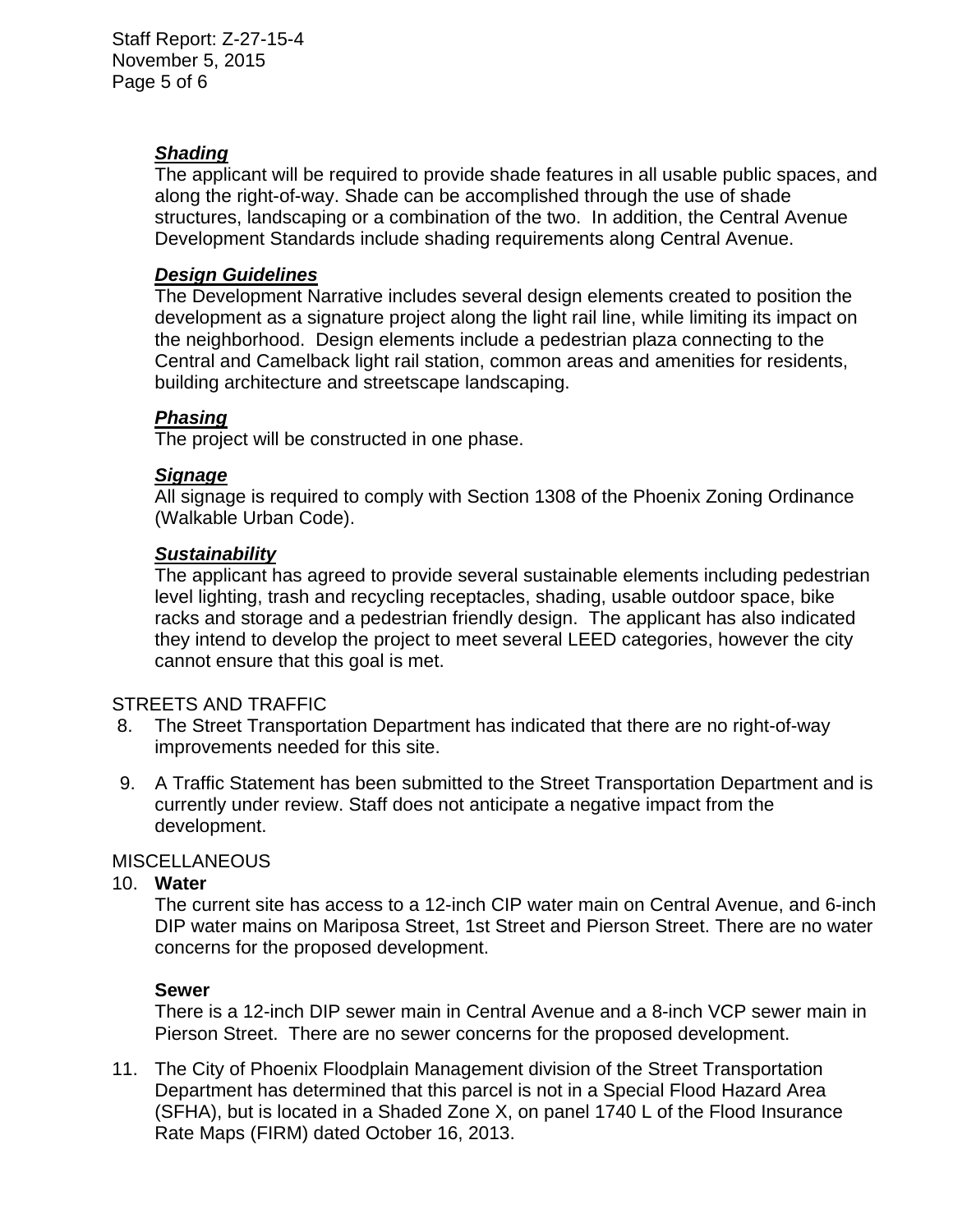***Shading***

The applicant will be required to provide shade features in all usable public spaces, and along the right-of-way. Shade can be accomplished through the use of shade structures, landscaping or a combination of the two. In addition, the Central Avenue Development Standards include shading requirements along Central Avenue.

***Design Guidelines***

The Development Narrative includes several design elements created to position the development as a signature project along the light rail line, while limiting its impact on the neighborhood. Design elements include a pedestrian plaza connecting to the Central and Camelback light rail station, common areas and amenities for residents, building architecture and streetscape landscaping.

***Phasing***

The project will be constructed in one phase.

***Signage***

All signage is required to comply with Section 1308 of the Phoenix Zoning Ordinance (Walkable Urban Code).

***Sustainability***

The applicant has agreed to provide several sustainable elements including pedestrian level lighting, trash and recycling receptacles, shading, usable outdoor space, bike racks and storage and a pedestrian friendly design. The applicant has also indicated they intend to develop the project to meet several LEED categories, however the city cannot ensure that this goal is met.

STREETS AND TRAFFIC

8. The Street Transportation Department has indicated that there are no right-of-way improvements needed for this site.

9. A Traffic Statement has been submitted to the Street Transportation Department and is currently under review. Staff does not anticipate a negative impact from the development.

MISCELLANEOUS

10. **Water**

    The current site has access to a 12-inch CIP water main on Central Avenue, and 6-inch DIP water mains on Mariposa Street, 1st Street and Pierson Street. There are no water concerns for the proposed development.

    **Sewer**

    There is a 12-inch DIP sewer main in Central Avenue and a 8-inch VCP sewer main in Pierson Street. There are no sewer concerns for the proposed development.

11. The City of Phoenix Floodplain Management division of the Street Transportation Department has determined that this parcel is not in a Special Flood Hazard Area (SFHA), but is located in a Shaded Zone X, on panel 1740 L of the Flood Insurance Rate Maps (FIRM) dated October 16, 2013.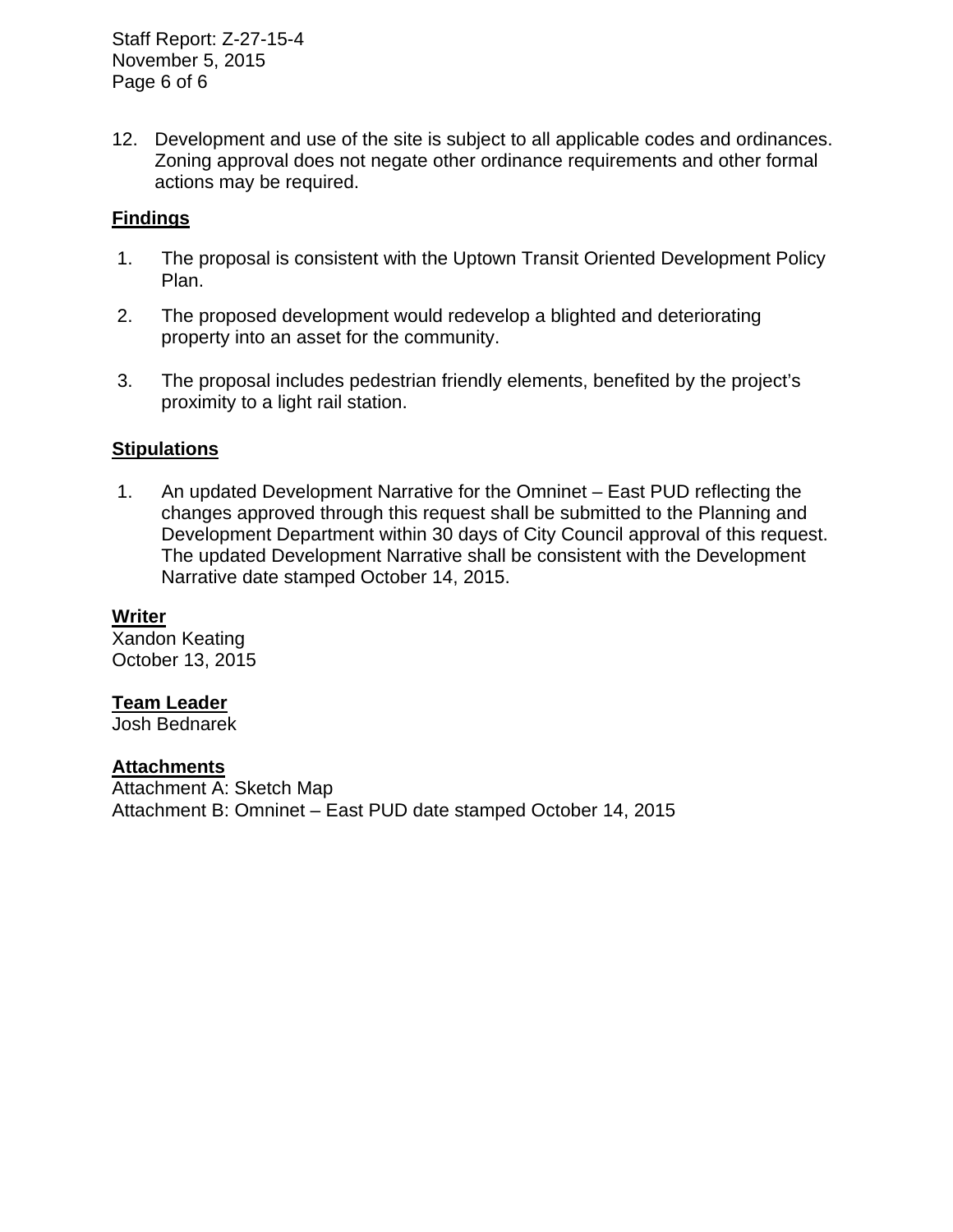12. Development and use of the site is subject to all applicable codes and ordinances. Zoning approval does not negate other ordinance requirements and other formal actions may be required.

**Findings**

1. The proposal is consistent with the Uptown Transit Oriented Development Policy Plan.

2. The proposed development would redevelop a blighted and deteriorating property into an asset for the community.

3. The proposal includes pedestrian friendly elements, benefited by the project's proximity to a light rail station.

**Stipulations**

1. An updated Development Narrative for the Omninet – East PUD reflecting the changes approved through this request shall be submitted to the Planning and Development Department within 30 days of City Council approval of this request. The updated Development Narrative shall be consistent with the Development Narrative date stamped October 14, 2015.

**Writer**
Xandon Keating
October 13, 2015

**Team Leader**
Josh Bednarek

**Attachments**
Attachment A: Sketch Map
Attachment B: Omninet – East PUD date stamped October 14, 2015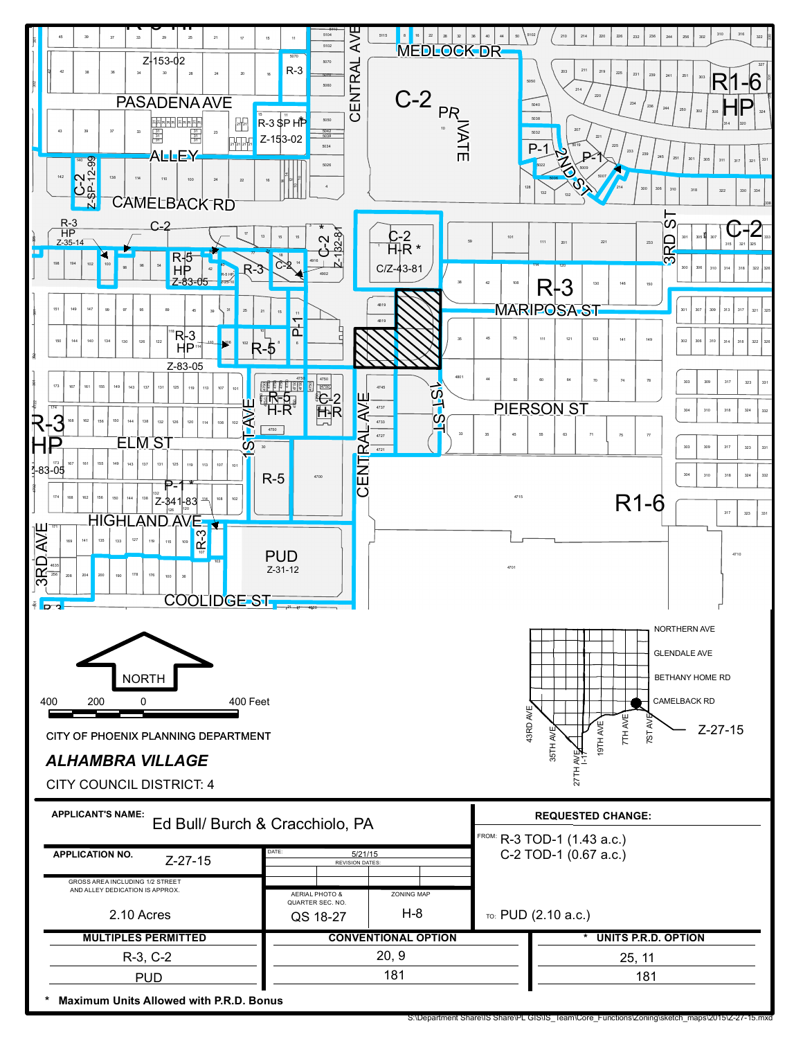CITY OF PHOENIX PLANNING DEPARTMENT

***ALHAMBRA VILLAGE***

CITY COUNCIL DISTRICT: 4

| | | |
|---|---|---|
| **APPLICANT'S NAME:** Ed Bull/ Burch & Cracchiolo, PA | | **REQUESTED CHANGE:** |
| **APPLICATION NO.** Z-27-15 | DATE: 5/21/15 REVISION DATES: | FROM: R-3 TOD-1 (1.43 a.c.) C-2 TOD-1 (0.67 a.c.) |
| GROSS AREA INCLUDING 1/2 STREET AND ALLEY DEDICATION IS APPROX. 2.10 Acres | AERIAL PHOTO & QUARTER SEC. NO. QS 18-27 / ZONING MAP H-8 | TO: PUD (2.10 a.c.) |

| MULTIPLES PERMITTED | CONVENTIONAL OPTION | * UNITS P.R.D. OPTION |
|---|---|---|
| R-3, C-2 | 20, 9 | 25, 11 |
| PUD | 181 | 181 |

\* **Maximum Units Allowed with P.R.D. Bonus**

S:\Department Share\IS Share\PL GIS\IS_Team\Core_Functions\Zoning\sketch_maps\2015\Z-27-15.mxd